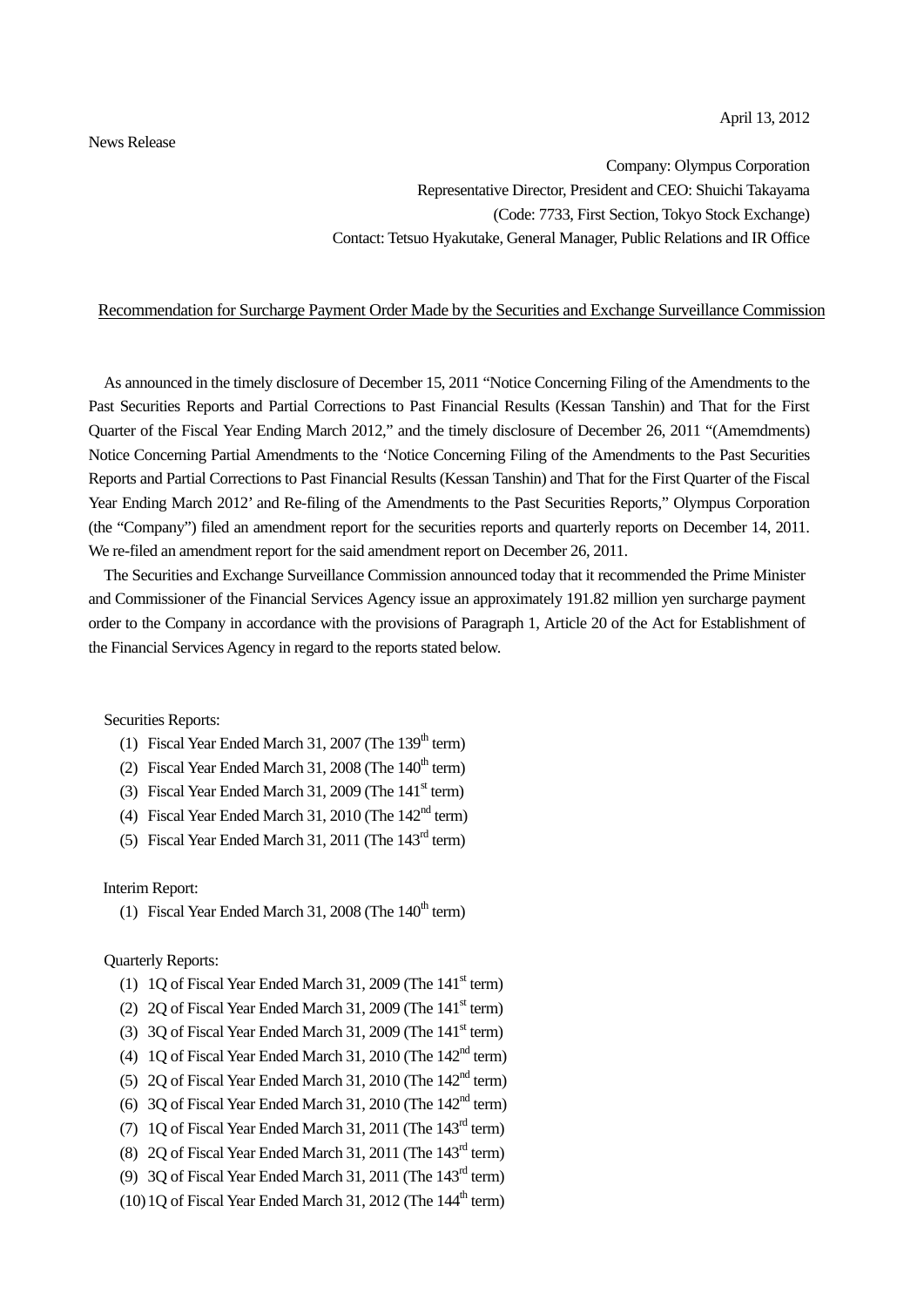April 13, 2012

News Release

Company: Olympus Corporation
Representative Director, President and CEO: Shuichi Takayama
(Code: 7733, First Section, Tokyo Stock Exchange)
Contact: Tetsuo Hyakutake, General Manager, Public Relations and IR Office

## Recommendation for Surcharge Payment Order Made by the Securities and Exchange Surveillance Commission

As announced in the timely disclosure of December 15, 2011 "Notice Concerning Filing of the Amendments to the Past Securities Reports and Partial Corrections to Past Financial Results (Kessan Tanshin) and That for the First Quarter of the Fiscal Year Ending March 2012," and the timely disclosure of December 26, 2011 "(Amemdments) Notice Concerning Partial Amendments to the 'Notice Concerning Filing of the Amendments to the Past Securities Reports and Partial Corrections to Past Financial Results (Kessan Tanshin) and That for the First Quarter of the Fiscal Year Ending March 2012' and Re-filing of the Amendments to the Past Securities Reports," Olympus Corporation (the "Company") filed an amendment report for the securities reports and quarterly reports on December 14, 2011. We re-filed an amendment report for the said amendment report on December 26, 2011.

The Securities and Exchange Surveillance Commission announced today that it recommended the Prime Minister and Commissioner of the Financial Services Agency issue an approximately 191.82 million yen surcharge payment order to the Company in accordance with the provisions of Paragraph 1, Article 20 of the Act for Establishment of the Financial Services Agency in regard to the reports stated below.

Securities Reports:

(1) Fiscal Year Ended March 31, 2007 (The 139th term)
(2) Fiscal Year Ended March 31, 2008 (The 140th term)
(3) Fiscal Year Ended March 31, 2009 (The 141st term)
(4) Fiscal Year Ended March 31, 2010 (The 142nd term)
(5) Fiscal Year Ended March 31, 2011 (The 143rd term)

Interim Report:

(1) Fiscal Year Ended March 31, 2008 (The 140th term)

Quarterly Reports:

(1) 1Q of Fiscal Year Ended March 31, 2009 (The 141st term)
(2) 2Q of Fiscal Year Ended March 31, 2009 (The 141st term)
(3) 3Q of Fiscal Year Ended March 31, 2009 (The 141st term)
(4) 1Q of Fiscal Year Ended March 31, 2010 (The 142nd term)
(5) 2Q of Fiscal Year Ended March 31, 2010 (The 142nd term)
(6) 3Q of Fiscal Year Ended March 31, 2010 (The 142nd term)
(7) 1Q of Fiscal Year Ended March 31, 2011 (The 143rd term)
(8) 2Q of Fiscal Year Ended March 31, 2011 (The 143rd term)
(9) 3Q of Fiscal Year Ended March 31, 2011 (The 143rd term)
(10) 1Q of Fiscal Year Ended March 31, 2012 (The 144th term)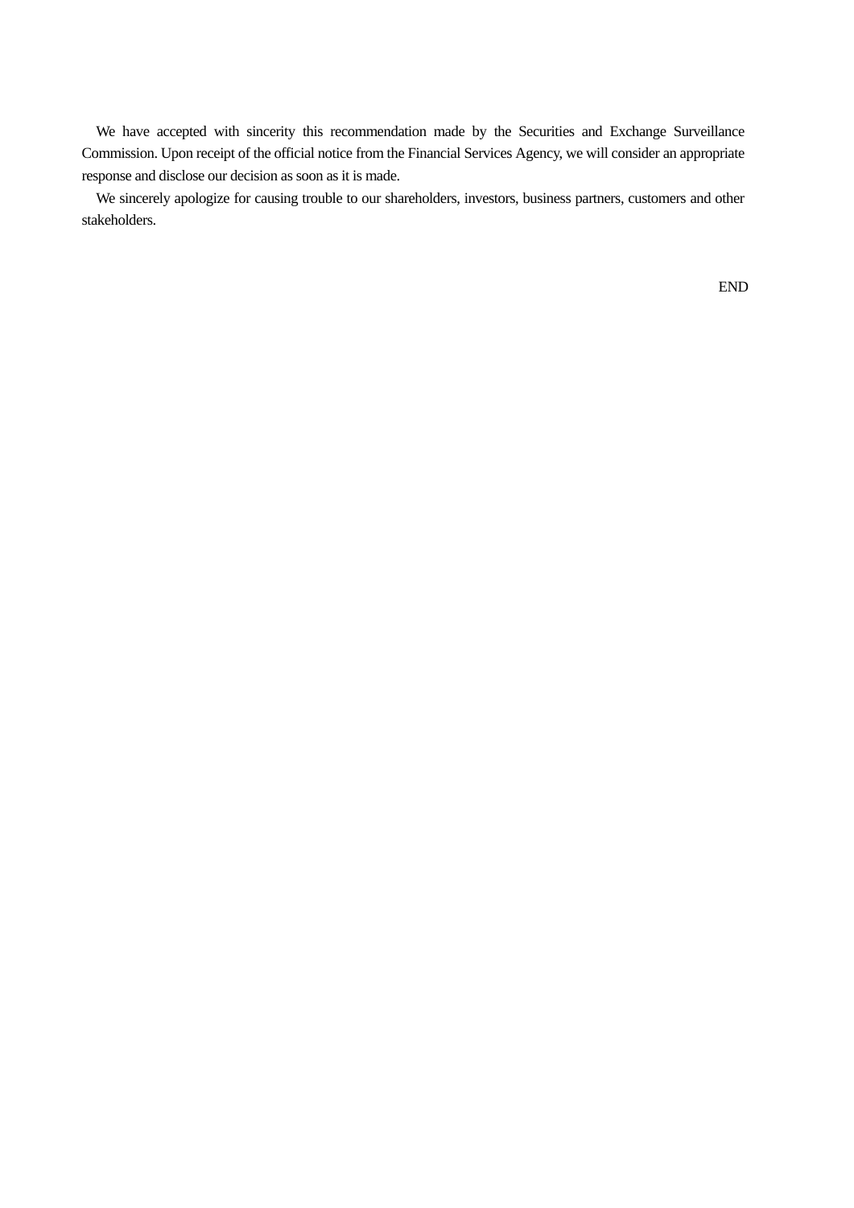We have accepted with sincerity this recommendation made by the Securities and Exchange Surveillance Commission. Upon receipt of the official notice from the Financial Services Agency, we will consider an appropriate response and disclose our decision as soon as it is made.

We sincerely apologize for causing trouble to our shareholders, investors, business partners, customers and other stakeholders.

END